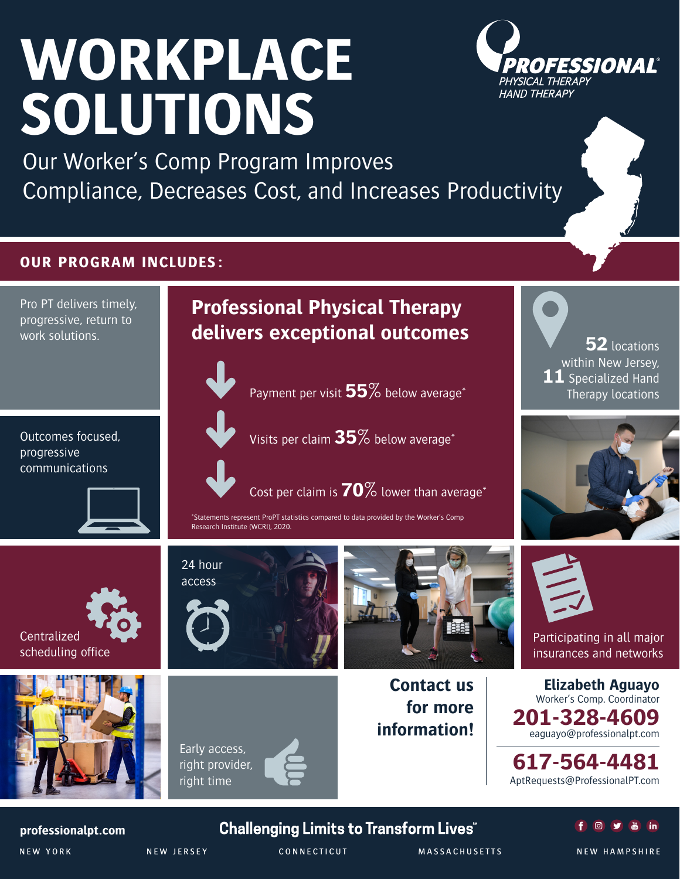# WORKPLACE SOLUTIONS

PROFESSIONAL
PHYSICAL THERAPY
HAND THERAPY

Our Worker's Comp Program Improves Compliance, Decreases Cost, and Increases Productivity

## OUR PROGRAM INCLUDES:

Pro PT delivers timely, progressive, return to work solutions.

Outcomes focused, progressive communications

### Professional Physical Therapy delivers exceptional outcomes

- Payment per visit **55%** below average*
- Visits per claim **35%** below average*
- Cost per claim is **70%** lower than average*

*Statements represent ProPT statistics compared to data provided by the Worker's Comp Research Institute (WCRI), 2020.

**52** locations within New Jersey, **11** Specialized Hand Therapy locations

Centralized scheduling office

24 hour access

Participating in all major insurances and networks

Early access, right provider, right time

**Contact us for more information!**

**Elizabeth Aguayo**
Worker's Comp. Coordinator
**201-328-4609**
eaguayo@professionalpt.com

**617-564-4481**
AptRequests@ProfessionalPT.com

**professionalpt.com**

**Challenging Limits to Transform Lives℠**

NEW YORK NEW JERSEY CONNECTICUT MASSACHUSETTS NEW HAMPSHIRE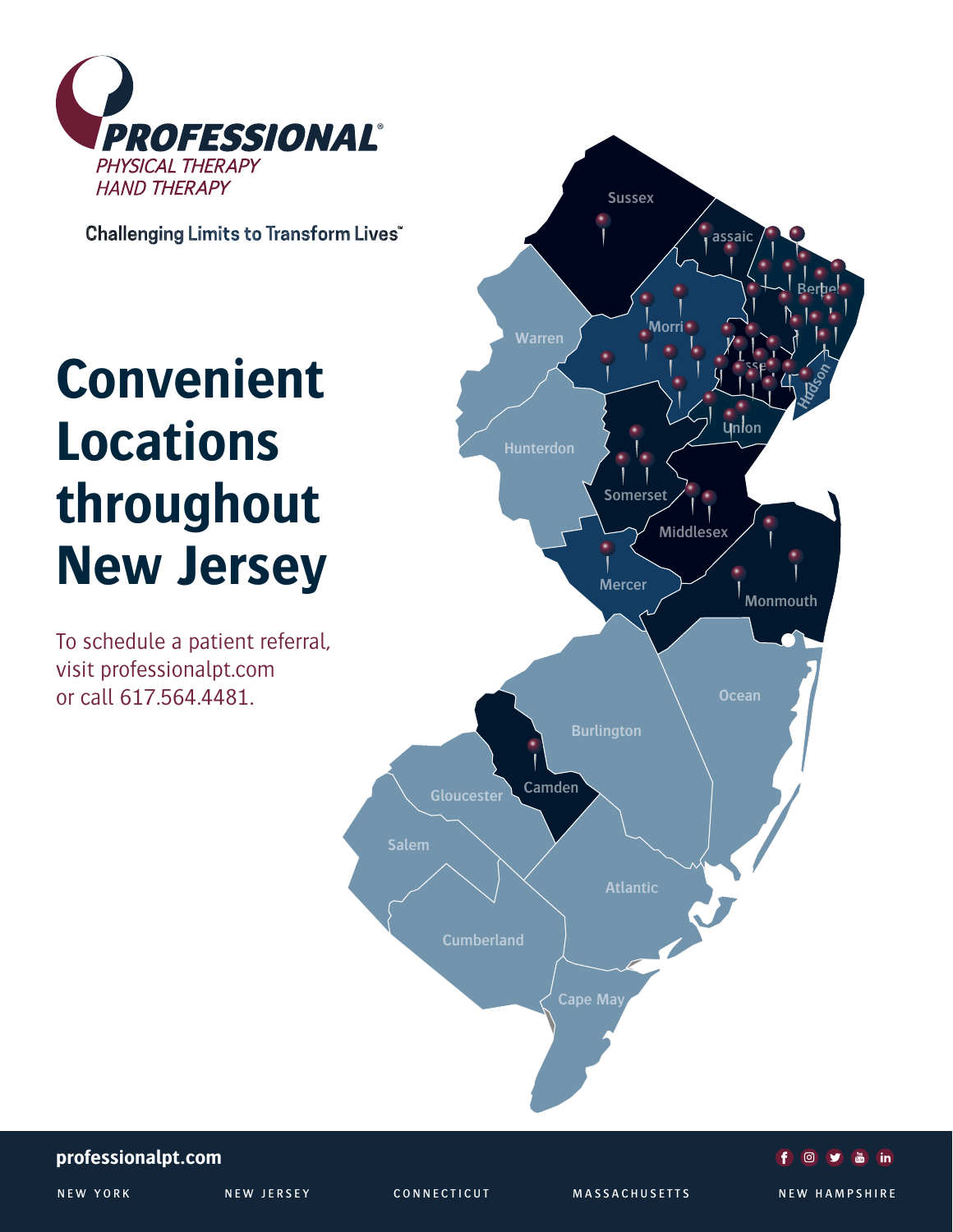**PROFESSIONAL**®
*PHYSICAL THERAPY*
*HAND THERAPY*

Challenging Limits to Transform Lives℠

# Convenient Locations throughout New Jersey

To schedule a patient referral, visit professionalpt.com or call 617.564.4481.

Sussex
Passaic
Bergen
Warren
Morris
Essex
Hudson
Union
Hunterdon
Somerset
Middlesex
Mercer
Monmouth
Ocean
Burlington
Camden
Gloucester
Salem
Atlantic
Cumberland
Cape May

**professionalpt.com**

NEW YORK | NEW JERSEY | CONNECTICUT | MASSACHUSETTS | NEW HAMPSHIRE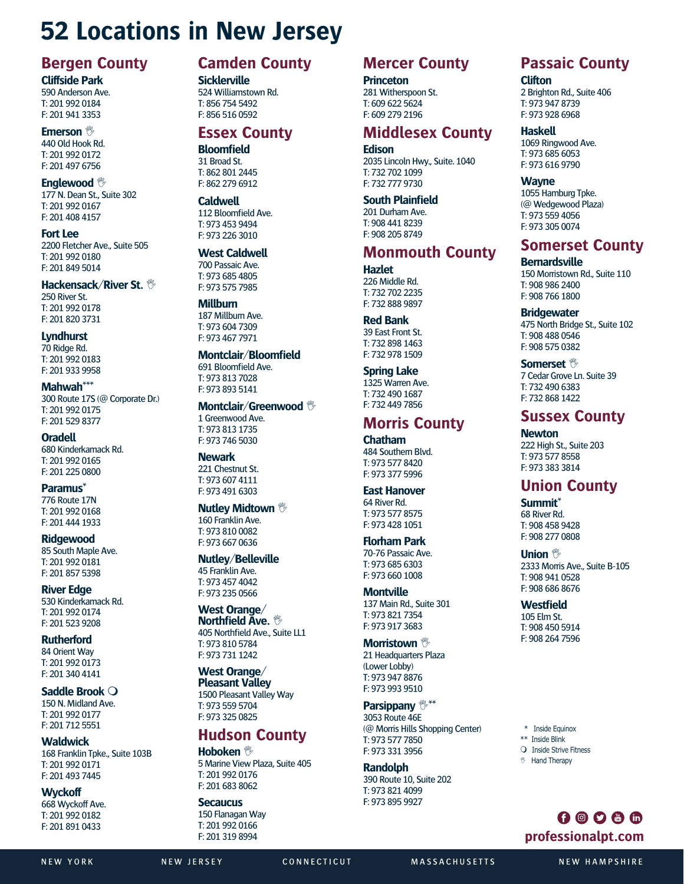# 52 Locations in New Jersey

## Bergen County

**Cliffside Park**
590 Anderson Ave.
T: 201 992 0184
F: 201 941 3353

**Emerson** ✋
440 Old Hook Rd.
T: 201 992 0172
F: 201 497 6756

**Englewood** ✋
177 N. Dean St., Suite 302
T: 201 992 0167
F: 201 408 4157

**Fort Lee**
2200 Fletcher Ave., Suite 505
T: 201 992 0180
F: 201 849 5014

**Hackensack/River St.** ✋
250 River St.
T: 201 992 0178
F: 201 820 3731

**Lyndhurst**
70 Ridge Rd.
T: 201 992 0183
F: 201 933 9958

**Mahwah*****
300 Route 17S (@ Corporate Dr.)
T: 201 992 0175
F: 201 529 8377

**Oradell**
680 Kinderkamack Rd.
T: 201 992 0165
F: 201 225 0800

**Paramus***
776 Route 17N
T: 201 992 0168
F: 201 444 1933

**Ridgewood**
85 South Maple Ave.
T: 201 992 0181
F: 201 857 5398

**River Edge**
530 Kinderkamack Rd.
T: 201 992 0174
F: 201 523 9208

**Rutherford**
84 Orient Way
T: 201 992 0173
F: 201 340 4141

**Saddle Brook** ❍
150 N. Midland Ave.
T: 201 992 0177
F: 201 712 5551

**Waldwick**
168 Franklin Tpke., Suite 103B
T: 201 992 0171
F: 201 493 7445

**Wyckoff**
668 Wyckoff Ave.
T: 201 992 0182
F: 201 891 0433

## Camden County

**Sicklerville**
524 Williamstown Rd.
T: 856 754 5492
F: 856 516 0592

## Essex County

**Bloomfield**
31 Broad St.
T: 862 801 2445
F: 862 279 6912

**Caldwell**
112 Bloomfield Ave.
T: 973 453 9494
F: 973 226 3010

**West Caldwell**
700 Passaic Ave.
T: 973 685 4805
F: 973 575 7985

**Millburn**
187 Millburn Ave.
T: 973 604 7309
F: 973 467 7971

**Montclair/Bloomfield**
691 Bloomfield Ave.
T: 973 813 7028
F: 973 893 5141

**Montclair/Greenwood** ✋
1 Greenwood Ave.
T: 973 813 1735
F: 973 746 5030

**Newark**
221 Chestnut St.
T: 973 607 4111
F: 973 491 6303

**Nutley Midtown** ✋
160 Franklin Ave.
T: 973 810 0082
F: 973 667 0636

**Nutley/Belleville**
45 Franklin Ave.
T: 973 457 4042
F: 973 235 0566

**West Orange/Northfield Ave.** ✋
405 Northfield Ave., Suite LL1
T: 973 810 5784
F: 973 731 1242

**West Orange/Pleasant Valley**
1500 Pleasant Valley Way
T: 973 559 5704
F: 973 325 0825

## Hudson County

**Hoboken** ✋
5 Marine View Plaza, Suite 405
T: 201 992 0176
F: 201 683 8062

**Secaucus**
150 Flanagan Way
T: 201 992 0166
F: 201 319 8994

## Mercer County

**Princeton**
281 Witherspoon St.
T: 609 622 5624
F: 609 279 2196

## Middlesex County

**Edison**
2035 Lincoln Hwy., Suite. 1040
T: 732 702 1099
F: 732 777 9730

**South Plainfield**
201 Durham Ave.
T: 908 441 8239
F: 908 205 8749

## Monmouth County

**Hazlet**
226 Middle Rd.
T: 732 702 2235
F: 732 888 9897

**Red Bank**
39 East Front St.
T: 732 898 1463
F: 732 978 1509

**Spring Lake**
1325 Warren Ave.
T: 732 490 1687
F: 732 449 7856

## Morris County

**Chatham**
484 Southern Blvd.
T: 973 577 8420
F: 973 377 5996

**East Hanover**
64 River Rd.
T: 973 577 8575
F: 973 428 1051

**Florham Park**
70-76 Passaic Ave.
T: 973 685 6303
F: 973 660 1008

**Montville**
137 Main Rd., Suite 301
T: 973 821 7354
F: 973 917 3683

**Morristown** ✋
21 Headquarters Plaza
(Lower Lobby)
T: 973 947 8876
F: 973 993 9510

**Parsippany** ✋**
3053 Route 46E
(@ Morris Hills Shopping Center)
T: 973 577 7850
F: 973 331 3956

**Randolph**
390 Route 10, Suite 202
T: 973 821 4099
F: 973 895 9927

## Passaic County

**Clifton**
2 Brighton Rd., Suite 406
T: 973 947 8739
F: 973 928 6968

**Haskell**
1069 Ringwood Ave.
T: 973 685 6053
F: 973 616 9790

**Wayne**
1055 Hamburg Tpke.
(@ Wedgewood Plaza)
T: 973 559 4056
F: 973 305 0074

## Somerset County

**Bernardsville**
150 Morristown Rd., Suite 110
T: 908 986 2400
F: 908 766 1800

**Bridgewater**
475 North Bridge St., Suite 102
T: 908 488 0546
F: 908 575 0382

**Somerset** ✋
7 Cedar Grove Ln. Suite 39
T: 732 490 6383
F: 732 868 1422

## Sussex County

**Newton**
222 High St., Suite 203
T: 973 577 8558
F: 973 383 3814

## Union County

**Summit***
68 River Rd.
T: 908 458 9428
F: 908 277 0808

**Union** ✋
2333 Morris Ave., Suite B-105
T: 908 941 0528
F: 908 686 8676

**Westfield**
105 Elm St.
T: 908 450 5914
F: 908 264 7596

\* Inside Equinox
\*\* Inside Blink
❍ Inside Strive Fitness
✋ Hand Therapy

professionalpt.com

NEW YORK NEW JERSEY CONNECTICUT MASSACHUSETTS NEW HAMPSHIRE